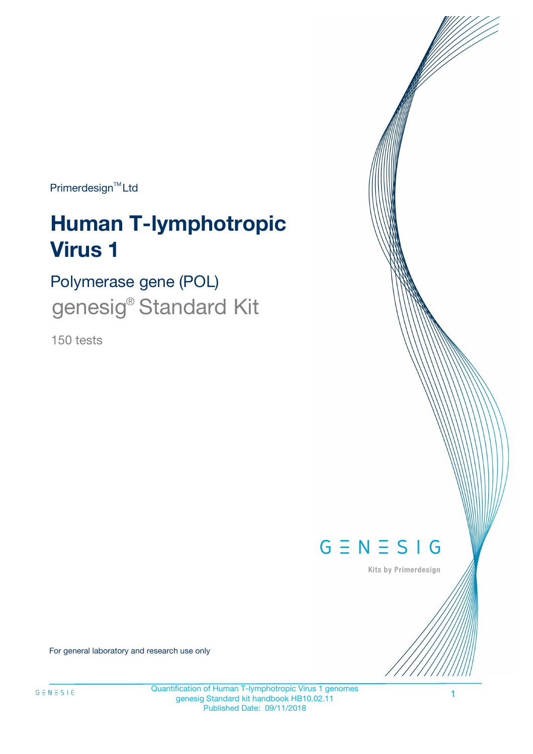Primerdesign™ Ltd

# Human T-lymphotropic Virus 1

## Polymerase gene (POL)

genesig® Standard Kit

150 tests

GENESIG

Kits by Primerdesign

For general laboratory and research use only

Quantification of Human T-lymphotropic Virus 1 genomes
genesig Standard kit handbook HB10.02.11
Published Date: 09/11/2018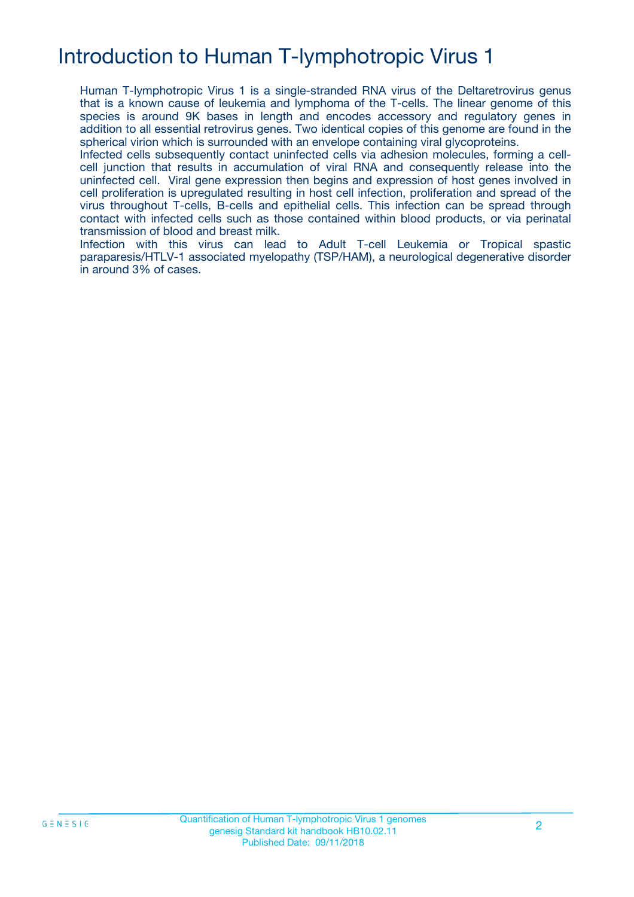# Introduction to Human T-lymphotropic Virus 1

Human T-lymphotropic Virus 1 is a single-stranded RNA virus of the Deltaretrovirus genus that is a known cause of leukemia and lymphoma of the T-cells. The linear genome of this species is around 9K bases in length and encodes accessory and regulatory genes in addition to all essential retrovirus genes. Two identical copies of this genome are found in the spherical virion which is surrounded with an envelope containing viral glycoproteins.

Infected cells subsequently contact uninfected cells via adhesion molecules, forming a cell-cell junction that results in accumulation of viral RNA and consequently release into the uninfected cell. Viral gene expression then begins and expression of host genes involved in cell proliferation is upregulated resulting in host cell infection, proliferation and spread of the virus throughout T-cells, B-cells and epithelial cells. This infection can be spread through contact with infected cells such as those contained within blood products, or via perinatal transmission of blood and breast milk.

Infection with this virus can lead to Adult T-cell Leukemia or Tropical spastic paraparesis/HTLV-1 associated myelopathy (TSP/HAM), a neurological degenerative disorder in around 3% of cases.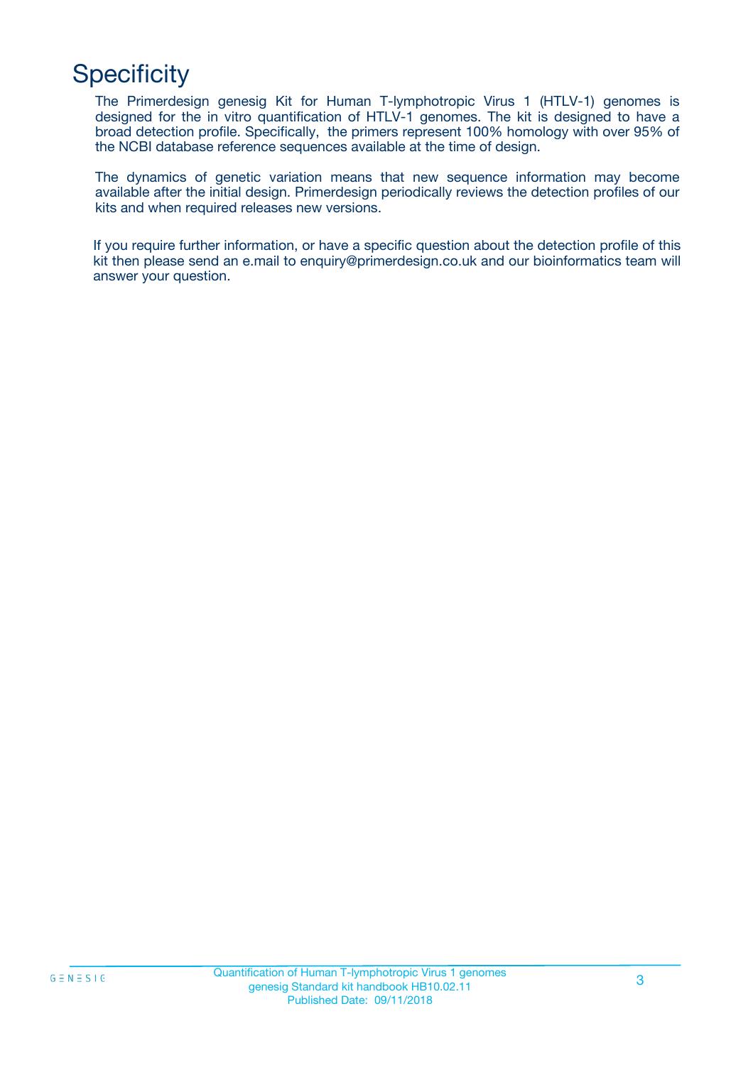# Specificity

The Primerdesign genesig Kit for Human T-lymphotropic Virus 1 (HTLV-1) genomes is designed for the in vitro quantification of HTLV-1 genomes. The kit is designed to have a broad detection profile. Specifically, the primers represent 100% homology with over 95% of the NCBI database reference sequences available at the time of design.

The dynamics of genetic variation means that new sequence information may become available after the initial design. Primerdesign periodically reviews the detection profiles of our kits and when required releases new versions.

If you require further information, or have a specific question about the detection profile of this kit then please send an e.mail to enquiry@primerdesign.co.uk and our bioinformatics team will answer your question.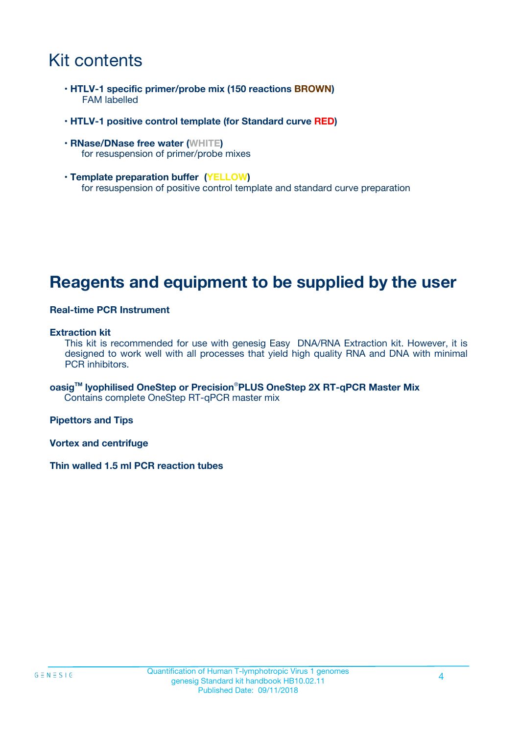# Kit contents

- **HTLV-1 specific primer/probe mix (150 reactions BROWN)**
  FAM labelled
- **HTLV-1 positive control template (for Standard curve RED)**
- **RNase/DNase free water (WHITE)**
  for resuspension of primer/probe mixes
- **Template preparation buffer (YELLOW)**
  for resuspension of positive control template and standard curve preparation

# Reagents and equipment to be supplied by the user

**Real-time PCR Instrument**

**Extraction kit**
This kit is recommended for use with genesig Easy DNA/RNA Extraction kit. However, it is designed to work well with all processes that yield high quality RNA and DNA with minimal PCR inhibitors.

**oasig™ lyophilised OneStep or Precision®PLUS OneStep 2X RT-qPCR Master Mix**
Contains complete OneStep RT-qPCR master mix

**Pipettors and Tips**

**Vortex and centrifuge**

**Thin walled 1.5 ml PCR reaction tubes**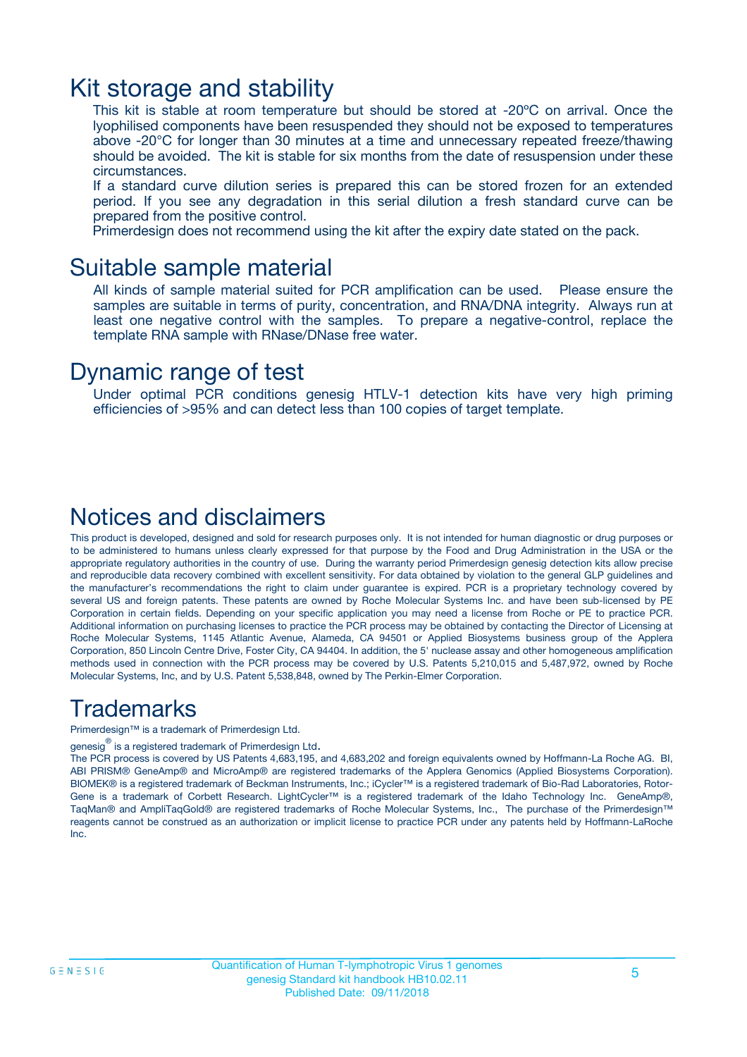# Kit storage and stability

This kit is stable at room temperature but should be stored at -20ºC on arrival. Once the lyophilised components have been resuspended they should not be exposed to temperatures above -20°C for longer than 30 minutes at a time and unnecessary repeated freeze/thawing should be avoided. The kit is stable for six months from the date of resuspension under these circumstances.

If a standard curve dilution series is prepared this can be stored frozen for an extended period. If you see any degradation in this serial dilution a fresh standard curve can be prepared from the positive control.

Primerdesign does not recommend using the kit after the expiry date stated on the pack.

# Suitable sample material

All kinds of sample material suited for PCR amplification can be used. Please ensure the samples are suitable in terms of purity, concentration, and RNA/DNA integrity. Always run at least one negative control with the samples. To prepare a negative-control, replace the template RNA sample with RNase/DNase free water.

# Dynamic range of test

Under optimal PCR conditions genesig HTLV-1 detection kits have very high priming efficiencies of >95% and can detect less than 100 copies of target template.

# Notices and disclaimers

This product is developed, designed and sold for research purposes only. It is not intended for human diagnostic or drug purposes or to be administered to humans unless clearly expressed for that purpose by the Food and Drug Administration in the USA or the appropriate regulatory authorities in the country of use. During the warranty period Primerdesign genesig detection kits allow precise and reproducible data recovery combined with excellent sensitivity. For data obtained by violation to the general GLP guidelines and the manufacturer's recommendations the right to claim under guarantee is expired. PCR is a proprietary technology covered by several US and foreign patents. These patents are owned by Roche Molecular Systems Inc. and have been sub-licensed by PE Corporation in certain fields. Depending on your specific application you may need a license from Roche or PE to practice PCR. Additional information on purchasing licenses to practice the PCR process may be obtained by contacting the Director of Licensing at Roche Molecular Systems, 1145 Atlantic Avenue, Alameda, CA 94501 or Applied Biosystems business group of the Applera Corporation, 850 Lincoln Centre Drive, Foster City, CA 94404. In addition, the 5' nuclease assay and other homogeneous amplification methods used in connection with the PCR process may be covered by U.S. Patents 5,210,015 and 5,487,972, owned by Roche Molecular Systems, Inc, and by U.S. Patent 5,538,848, owned by The Perkin-Elmer Corporation.

# Trademarks

Primerdesign™ is a trademark of Primerdesign Ltd.

genesig® is a registered trademark of Primerdesign Ltd.

The PCR process is covered by US Patents 4,683,195, and 4,683,202 and foreign equivalents owned by Hoffmann-La Roche AG. BI, ABI PRISM® GeneAmp® and MicroAmp® are registered trademarks of the Applera Genomics (Applied Biosystems Corporation). BIOMEK® is a registered trademark of Beckman Instruments, Inc.; iCycler™ is a registered trademark of Bio-Rad Laboratories, Rotor-Gene is a trademark of Corbett Research. LightCycler™ is a registered trademark of the Idaho Technology Inc. GeneAmp®, TaqMan® and AmpliTaqGold® are registered trademarks of Roche Molecular Systems, Inc., The purchase of the Primerdesign™ reagents cannot be construed as an authorization or implicit license to practice PCR under any patents held by Hoffmann-LaRoche Inc.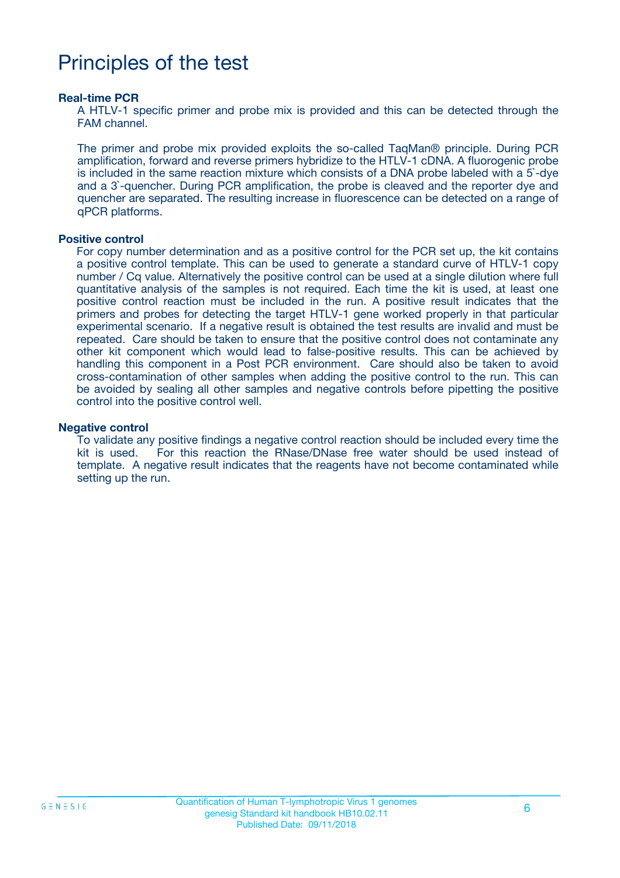# Principles of the test

### Real-time PCR

A HTLV-1 specific primer and probe mix is provided and this can be detected through the FAM channel.

The primer and probe mix provided exploits the so-called TaqMan® principle. During PCR amplification, forward and reverse primers hybridize to the HTLV-1 cDNA. A fluorogenic probe is included in the same reaction mixture which consists of a DNA probe labeled with a 5`-dye and a 3`-quencher. During PCR amplification, the probe is cleaved and the reporter dye and quencher are separated. The resulting increase in fluorescence can be detected on a range of qPCR platforms.

### Positive control

For copy number determination and as a positive control for the PCR set up, the kit contains a positive control template. This can be used to generate a standard curve of HTLV-1 copy number / Cq value. Alternatively the positive control can be used at a single dilution where full quantitative analysis of the samples is not required. Each time the kit is used, at least one positive control reaction must be included in the run. A positive result indicates that the primers and probes for detecting the target HTLV-1 gene worked properly in that particular experimental scenario. If a negative result is obtained the test results are invalid and must be repeated. Care should be taken to ensure that the positive control does not contaminate any other kit component which would lead to false-positive results. This can be achieved by handling this component in a Post PCR environment. Care should also be taken to avoid cross-contamination of other samples when adding the positive control to the run. This can be avoided by sealing all other samples and negative controls before pipetting the positive control into the positive control well.

### Negative control

To validate any positive findings a negative control reaction should be included every time the kit is used. For this reaction the RNase/DNase free water should be used instead of template. A negative result indicates that the reagents have not become contaminated while setting up the run.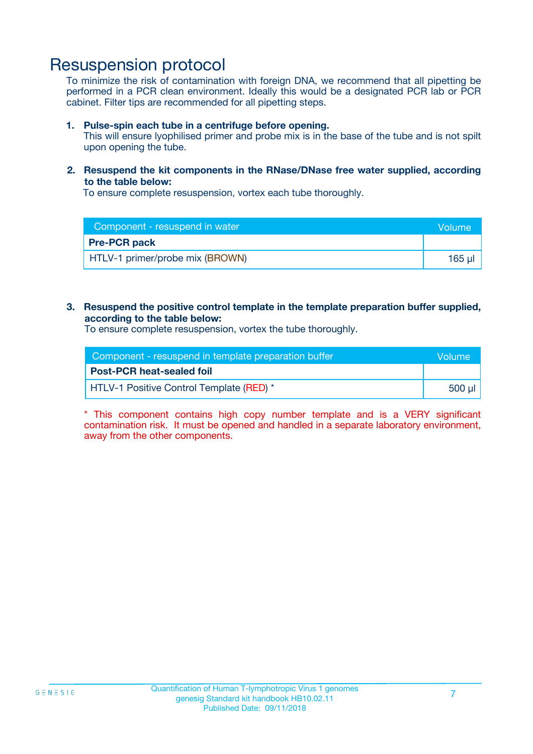# Resuspension protocol

To minimize the risk of contamination with foreign DNA, we recommend that all pipetting be performed in a PCR clean environment. Ideally this would be a designated PCR lab or PCR cabinet. Filter tips are recommended for all pipetting steps.

1. **Pulse-spin each tube in a centrifuge before opening.**
   This will ensure lyophilised primer and probe mix is in the base of the tube and is not spilt upon opening the tube.

2. **Resuspend the kit components in the RNase/DNase free water supplied, according to the table below:**
   To ensure complete resuspension, vortex each tube thoroughly.

| Component - resuspend in water | Volume |
|---|---|
| **Pre-PCR pack** | |
| HTLV-1 primer/probe mix (BROWN) | 165 µl |

3. **Resuspend the positive control template in the template preparation buffer supplied, according to the table below:**
   To ensure complete resuspension, vortex the tube thoroughly.

| Component - resuspend in template preparation buffer | Volume |
|---|---|
| **Post-PCR heat-sealed foil** | |
| HTLV-1 Positive Control Template (RED) * | 500 µl |

* This component contains high copy number template and is a VERY significant contamination risk. It must be opened and handled in a separate laboratory environment, away from the other components.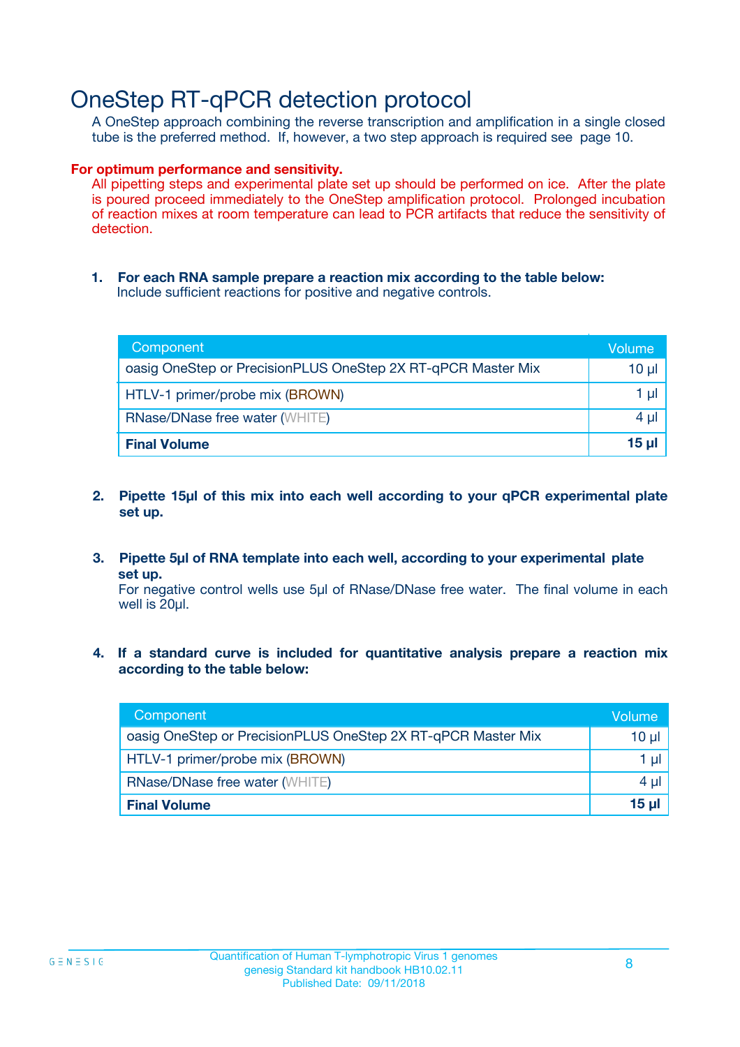# OneStep RT-qPCR detection protocol

A OneStep approach combining the reverse transcription and amplification in a single closed tube is the preferred method. If, however, a two step approach is required see page 10.

**For optimum performance and sensitivity.**

All pipetting steps and experimental plate set up should be performed on ice. After the plate is poured proceed immediately to the OneStep amplification protocol. Prolonged incubation of reaction mixes at room temperature can lead to PCR artifacts that reduce the sensitivity of detection.

1. **For each RNA sample prepare a reaction mix according to the table below:**
   Include sufficient reactions for positive and negative controls.

| Component | Volume |
| --- | --- |
| oasig OneStep or PrecisionPLUS OneStep 2X RT-qPCR Master Mix | 10 µl |
| HTLV-1 primer/probe mix (BROWN) | 1 µl |
| RNase/DNase free water (WHITE) | 4 µl |
| **Final Volume** | **15 µl** |

2. **Pipette 15µl of this mix into each well according to your qPCR experimental plate set up.**

3. **Pipette 5µl of RNA template into each well, according to your experimental plate set up.**
   For negative control wells use 5µl of RNase/DNase free water. The final volume in each well is 20µl.

4. **If a standard curve is included for quantitative analysis prepare a reaction mix according to the table below:**

| Component | Volume |
| --- | --- |
| oasig OneStep or PrecisionPLUS OneStep 2X RT-qPCR Master Mix | 10 µl |
| HTLV-1 primer/probe mix (BROWN) | 1 µl |
| RNase/DNase free water (WHITE) | 4 µl |
| **Final Volume** | **15 µl** |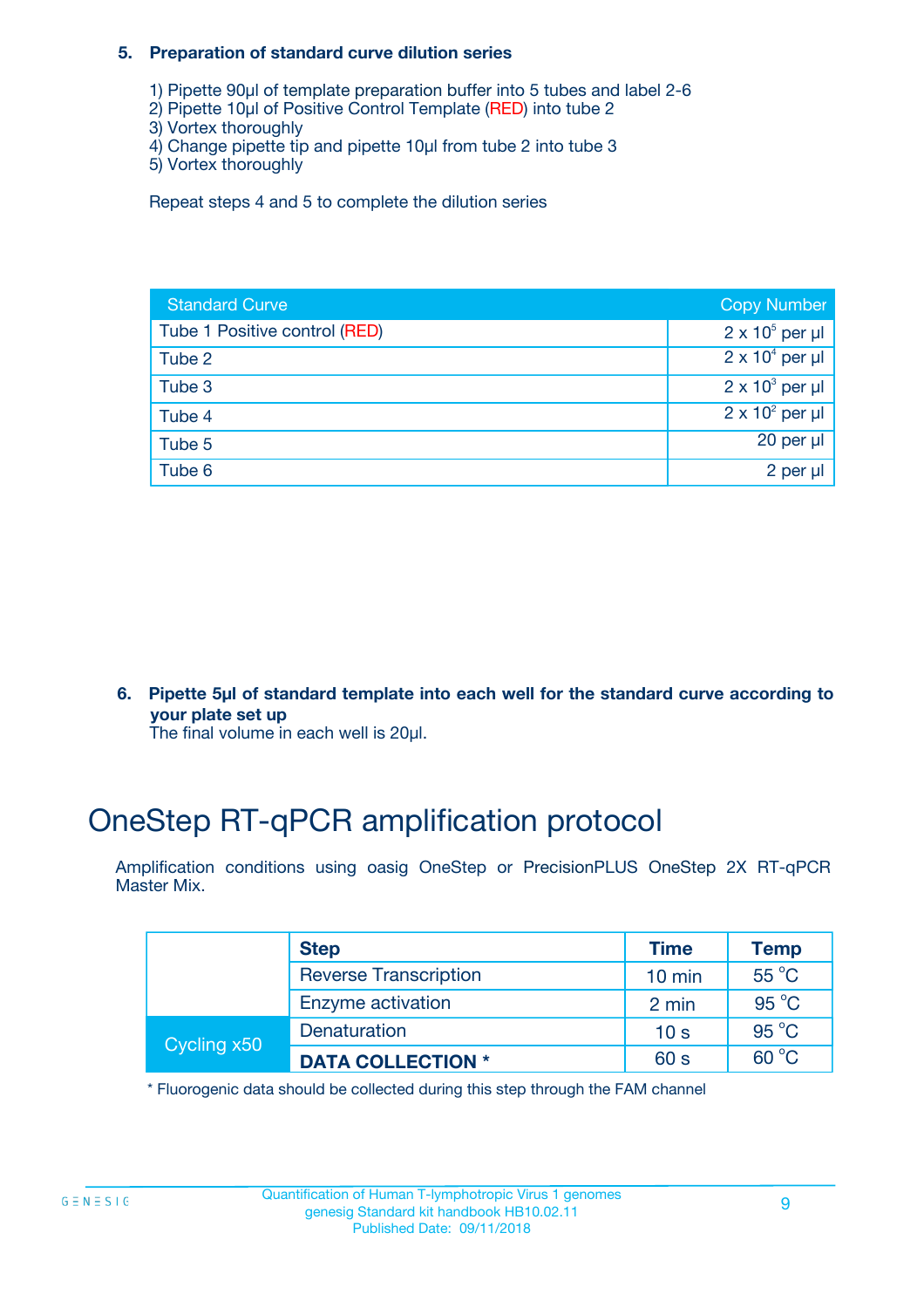**5. Preparation of standard curve dilution series**

1) Pipette 90µl of template preparation buffer into 5 tubes and label 2-6
2) Pipette 10µl of Positive Control Template (RED) into tube 2
3) Vortex thoroughly
4) Change pipette tip and pipette 10µl from tube 2 into tube 3
5) Vortex thoroughly

Repeat steps 4 and 5 to complete the dilution series

| Standard Curve | Copy Number |
| --- | --- |
| Tube 1 Positive control (RED) | $2 \times 10^5$ per µl |
| Tube 2 | $2 \times 10^4$ per µl |
| Tube 3 | $2 \times 10^3$ per µl |
| Tube 4 | $2 \times 10^2$ per µl |
| Tube 5 | 20 per µl |
| Tube 6 | 2 per µl |

**6. Pipette 5µl of standard template into each well for the standard curve according to your plate set up**

The final volume in each well is 20µl.

# OneStep RT-qPCR amplification protocol

Amplification conditions using oasig OneStep or PrecisionPLUS OneStep 2X RT-qPCR Master Mix.

| | Step | Time | Temp |
| --- | --- | --- | --- |
| | Reverse Transcription | 10 min | 55 °C |
| | Enzyme activation | 2 min | 95 °C |
| Cycling x50 | Denaturation | 10 s | 95 °C |
| | **DATA COLLECTION *** | 60 s | 60 °C |

* Fluorogenic data should be collected during this step through the FAM channel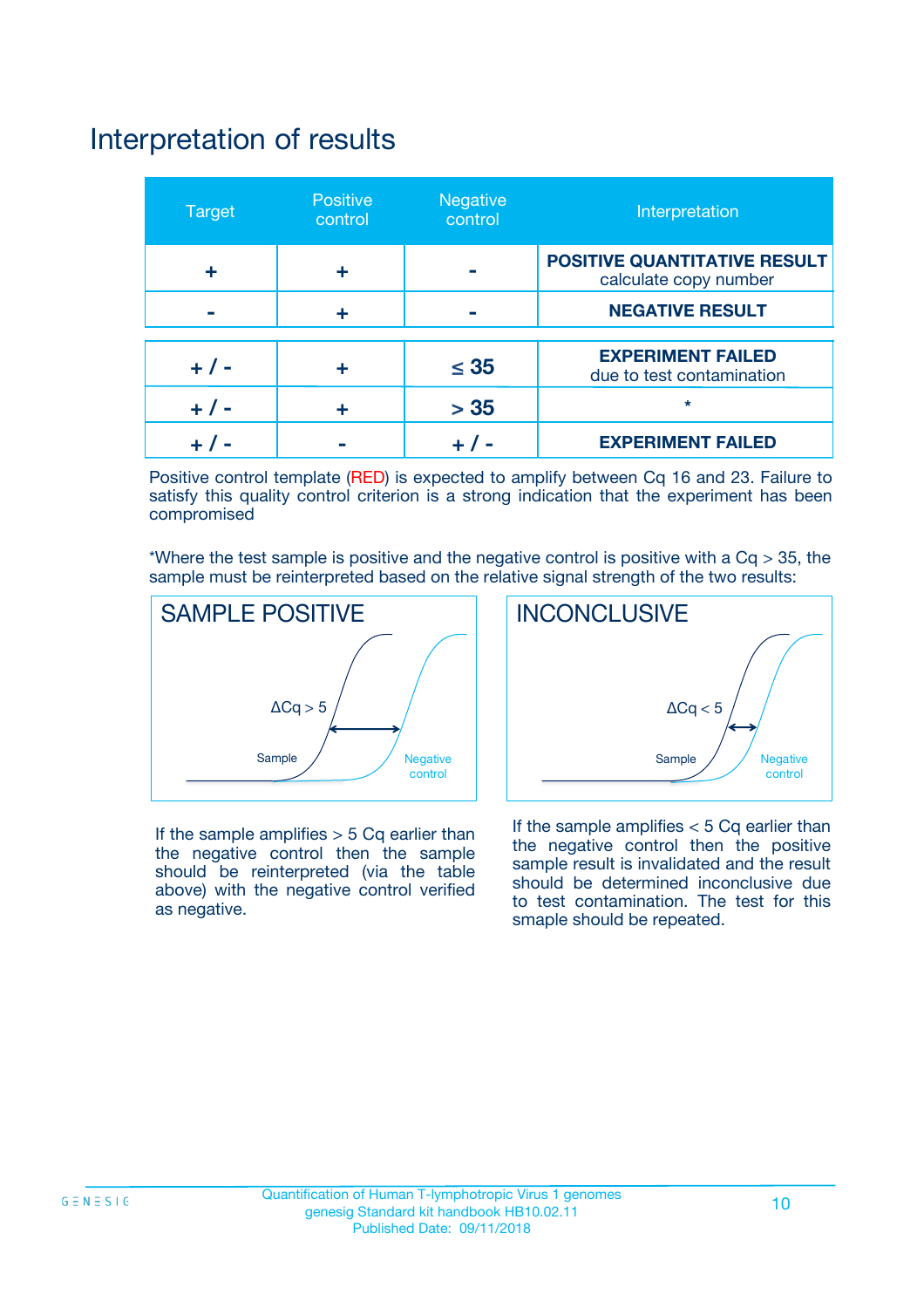# Interpretation of results

| Target | Positive control | Negative control | Interpretation |
|---|---|---|---|
| + | + | - | **POSITIVE QUANTITATIVE RESULT** calculate copy number |
| - | + | - | **NEGATIVE RESULT** |
| + / - | + | ≤ 35 | **EXPERIMENT FAILED** due to test contamination |
| + / - | + | > 35 | * |
| + / - | - | + / - | **EXPERIMENT FAILED** |

Positive control template (RED) is expected to amplify between Cq 16 and 23. Failure to satisfy this quality control criterion is a strong indication that the experiment has been compromised

*Where the test sample is positive and the negative control is positive with a Cq > 35, the sample must be reinterpreted based on the relative signal strength of the two results:

SAMPLE POSITIVE

ΔCq > 5

Sample

Negative control

If the sample amplifies > 5 Cq earlier than the negative control then the sample should be reinterpreted (via the table above) with the negative control verified as negative.

INCONCLUSIVE

ΔCq < 5

Sample

Negative control

If the sample amplifies < 5 Cq earlier than the negative control then the positive sample result is invalidated and the result should be determined inconclusive due to test contamination. The test for this smaple should be repeated.